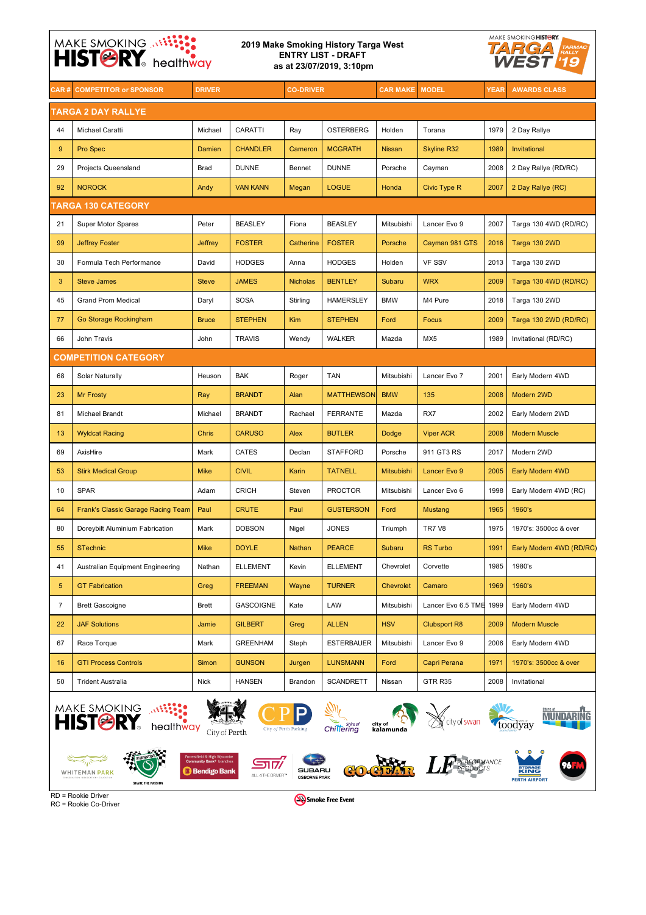# 2019 Make Smoking History Targa West
## ENTRY LIST - DRAFT
### as at 23/07/2019, 3:10pm

| CAR # | COMPETITOR or SPONSOR | DRIVER | | CO-DRIVER | | CAR MAKE | MODEL | YEAR | AWARDS CLASS |
|---|---|---|---|---|---|---|---|---|---|
| **TARGA 2 DAY RALLYE** | | | | | | | | | |
| 44 | Michael Caratti | Michael | CARATTI | Ray | OSTERBERG | Holden | Torana | 1979 | 2 Day Rallye |
| 9 | Pro Spec | Damien | CHANDLER | Cameron | MCGRATH | Nissan | Skyline R32 | 1989 | Invitational |
| 29 | Projects Queensland | Brad | DUNNE | Bennet | DUNNE | Porsche | Cayman | 2008 | 2 Day Rallye (RD/RC) |
| 92 | NOROCK | Andy | VAN KANN | Megan | LOGUE | Honda | Civic Type R | 2007 | 2 Day Rallye (RC) |
| **TARGA 130 CATEGORY** | | | | | | | | | |
| 21 | Super Motor Spares | Peter | BEASLEY | Fiona | BEASLEY | Mitsubishi | Lancer Evo 9 | 2007 | Targa 130 4WD (RD/RC) |
| 99 | Jeffrey Foster | Jeffrey | FOSTER | Catherine | FOSTER | Porsche | Cayman 981 GTS | 2016 | Targa 130 2WD |
| 30 | Formula Tech Performance | David | HODGES | Anna | HODGES | Holden | VF SSV | 2013 | Targa 130 2WD |
| 3 | Steve James | Steve | JAMES | Nicholas | BENTLEY | Subaru | WRX | 2009 | Targa 130 4WD (RD/RC) |
| 45 | Grand Prom Medical | Daryl | SOSA | Stirling | HAMERSLEY | BMW | M4 Pure | 2018 | Targa 130 2WD |
| 77 | Go Storage Rockingham | Bruce | STEPHEN | Kim | STEPHEN | Ford | Focus | 2009 | Targa 130 2WD (RD/RC) |
| 66 | John Travis | John | TRAVIS | Wendy | WALKER | Mazda | MX5 | 1989 | Invitational (RD/RC) |
| **COMPETITION CATEGORY** | | | | | | | | | |
| 68 | Solar Naturally | Heuson | BAK | Roger | TAN | Mitsubishi | Lancer Evo 7 | 2001 | Early Modern 4WD |
| 23 | Mr Frosty | Ray | BRANDT | Alan | MATTHEWSON | BMW | 135 | 2008 | Modern 2WD |
| 81 | Michael Brandt | Michael | BRANDT | Rachael | FERRANTE | Mazda | RX7 | 2002 | Early Modern 2WD |
| 13 | Wyldcat Racing | Chris | CARUSO | Alex | BUTLER | Dodge | Viper ACR | 2008 | Modern Muscle |
| 69 | AxisHire | Mark | CATES | Declan | STAFFORD | Porsche | 911 GT3 RS | 2017 | Modern 2WD |
| 53 | Stirk Medical Group | Mike | CIVIL | Karin | TATNELL | Mitsubishi | Lancer Evo 9 | 2005 | Early Modern 4WD |
| 10 | SPAR | Adam | CRICH | Steven | PROCTOR | Mitsubishi | Lancer Evo 6 | 1998 | Early Modern 4WD (RC) |
| 64 | Frank's Classic Garage Racing Team | Paul | CRUTE | Paul | GUSTERSON | Ford | Mustang | 1965 | 1960's |
| 80 | Doreybilt Aluminium Fabrication | Mark | DOBSON | Nigel | JONES | Triumph | TR7 V8 | 1975 | 1970's: 3500cc & over |
| 55 | STechnic | Mike | DOYLE | Nathan | PEARCE | Subaru | RS Turbo | 1991 | Early Modern 4WD (RD/RC) |
| 41 | Australian Equipment Engineering | Nathan | ELLEMENT | Kevin | ELLEMENT | Chevrolet | Corvette | 1985 | 1980's |
| 5 | GT Fabrication | Greg | FREEMAN | Wayne | TURNER | Chevrolet | Camaro | 1969 | 1960's |
| 7 | Brett Gascoigne | Brett | GASCOIGNE | Kate | LAW | Mitsubishi | Lancer Evo 6.5 TME | 1999 | Early Modern 4WD |
| 22 | JAF Solutions | Jamie | GILBERT | Greg | ALLEN | HSV | Clubsport R8 | 2009 | Modern Muscle |
| 67 | Race Torque | Mark | GREENHAM | Steph | ESTERBAUER | Mitsubishi | Lancer Evo 9 | 2006 | Early Modern 4WD |
| 16 | GTI Process Controls | Simon | GUNSON | Jurgen | LUNSMANN | Ford | Capri Perana | 1971 | 1970's: 3500cc & over |
| 50 | Trident Australia | Nick | HANSEN | Brandon | SCANDRETT | Nissan | GTR R35 | 2008 | Invitational |

RD = Rookie Driver
RC = Rookie Co-Driver

Smoke Free Event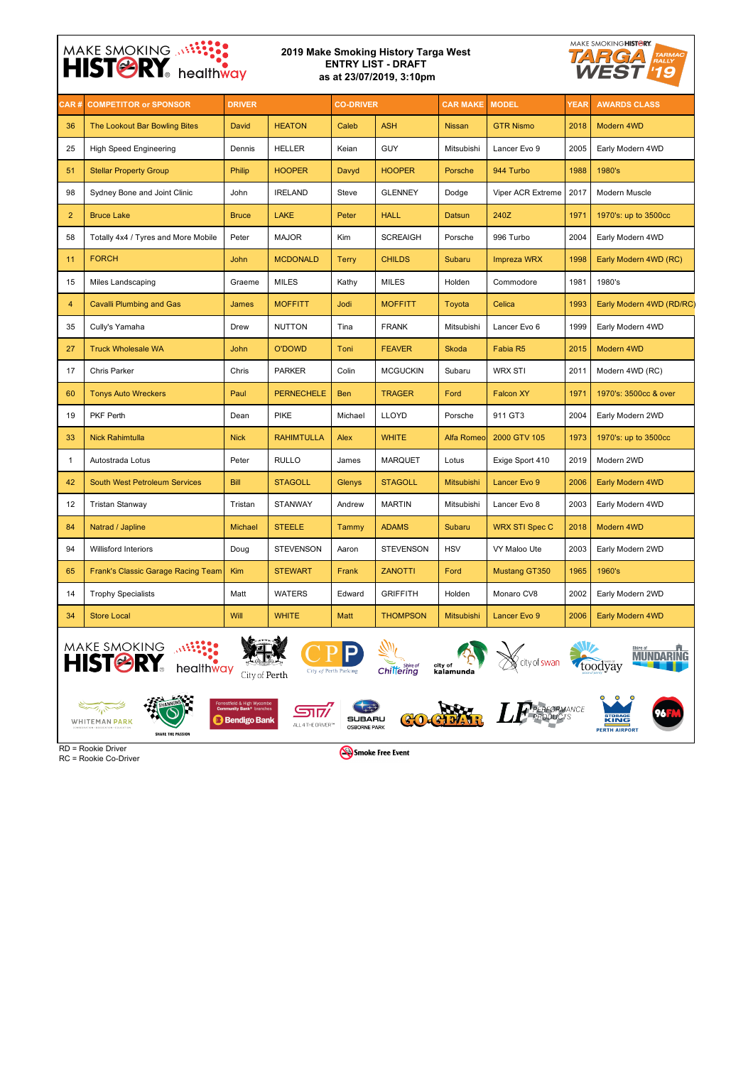# 2019 Make Smoking History Targa West
## ENTRY LIST - DRAFT
### as at 23/07/2019, 3:10pm

| CAR # | COMPETITOR or SPONSOR | DRIVER | | CO-DRIVER | | CAR MAKE | MODEL | YEAR | AWARDS CLASS |
|---|---|---|---|---|---|---|---|---|---|
| 36 | The Lookout Bar Bowling Bites | David | HEATON | Caleb | ASH | Nissan | GTR Nismo | 2018 | Modern 4WD |
| 25 | High Speed Engineering | Dennis | HELLER | Keian | GUY | Mitsubishi | Lancer Evo 9 | 2005 | Early Modern 4WD |
| 51 | Stellar Property Group | Philip | HOOPER | Davyd | HOOPER | Porsche | 944 Turbo | 1988 | 1980's |
| 98 | Sydney Bone and Joint Clinic | John | IRELAND | Steve | GLENNEY | Dodge | Viper ACR Extreme | 2017 | Modern Muscle |
| 2 | Bruce Lake | Bruce | LAKE | Peter | HALL | Datsun | 240Z | 1971 | 1970's: up to 3500cc |
| 58 | Totally 4x4 / Tyres and More Mobile | Peter | MAJOR | Kim | SCREAIGH | Porsche | 996 Turbo | 2004 | Early Modern 4WD |
| 11 | FORCH | John | MCDONALD | Terry | CHILDS | Subaru | Impreza WRX | 1998 | Early Modern 4WD (RC) |
| 15 | Miles Landscaping | Graeme | MILES | Kathy | MILES | Holden | Commodore | 1981 | 1980's |
| 4 | Cavalli Plumbing and Gas | James | MOFFITT | Jodi | MOFFITT | Toyota | Celica | 1993 | Early Modern 4WD (RD/RC) |
| 35 | Cully's Yamaha | Drew | NUTTON | Tina | FRANK | Mitsubishi | Lancer Evo 6 | 1999 | Early Modern 4WD |
| 27 | Truck Wholesale WA | John | O'DOWD | Toni | FEAVER | Skoda | Fabia R5 | 2015 | Modern 4WD |
| 17 | Chris Parker | Chris | PARKER | Colin | MCGUCKIN | Subaru | WRX STI | 2011 | Modern 4WD (RC) |
| 60 | Tonys Auto Wreckers | Paul | PERNECHELE | Ben | TRAGER | Ford | Falcon XY | 1971 | 1970's: 3500cc & over |
| 19 | PKF Perth | Dean | PIKE | Michael | LLOYD | Porsche | 911 GT3 | 2004 | Early Modern 2WD |
| 33 | Nick Rahimtulla | Nick | RAHIMTULLA | Alex | WHITE | Alfa Romeo | 2000 GTV 105 | 1973 | 1970's: up to 3500cc |
| 1 | Autostrada Lotus | Peter | RULLO | James | MARQUET | Lotus | Exige Sport 410 | 2019 | Modern 2WD |
| 42 | South West Petroleum Services | Bill | STAGOLL | Glenys | STAGOLL | Mitsubishi | Lancer Evo 9 | 2006 | Early Modern 4WD |
| 12 | Tristan Stanway | Tristan | STANWAY | Andrew | MARTIN | Mitsubishi | Lancer Evo 8 | 2003 | Early Modern 4WD |
| 84 | Natrad / Japline | Michael | STEELE | Tammy | ADAMS | Subaru | WRX STI Spec C | 2018 | Modern 4WD |
| 94 | Willisford Interiors | Doug | STEVENSON | Aaron | STEVENSON | HSV | VY Maloo Ute | 2003 | Early Modern 2WD |
| 65 | Frank's Classic Garage Racing Team | Kim | STEWART | Frank | ZANOTTI | Ford | Mustang GT350 | 1965 | 1960's |
| 14 | Trophy Specialists | Matt | WATERS | Edward | GRIFFITH | Holden | Monaro CV8 | 2002 | Early Modern 2WD |
| 34 | Store Local | Will | WHITE | Matt | THOMPSON | Mitsubishi | Lancer Evo 9 | 2006 | Early Modern 4WD |

RD = Rookie Driver
RC = Rookie Co-Driver

Smoke Free Event